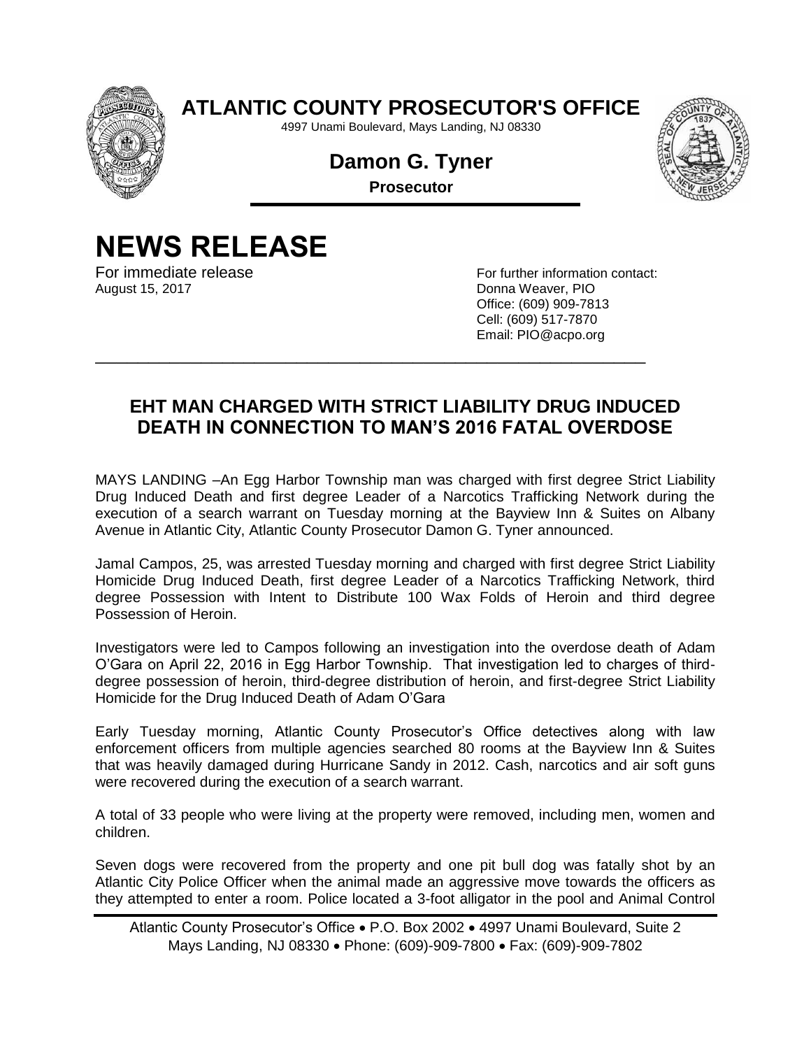# ATLANTIC COUNTY PROSECUTOR'S OFFICE

4997 Unami Boulevard, Mays Landing, NJ 08330

**Damon G. Tyner**

**Prosecutor**

# NEWS RELEASE

For immediate release
August 15, 2017

For further information contact:
Donna Weaver, PIO
Office: (609) 909-7813
Cell: (609) 517-7870
Email: PIO@acpo.org

---

## EHT MAN CHARGED WITH STRICT LIABILITY DRUG INDUCED DEATH IN CONNECTION TO MAN'S 2016 FATAL OVERDOSE

MAYS LANDING –An Egg Harbor Township man was charged with first degree Strict Liability Drug Induced Death and first degree Leader of a Narcotics Trafficking Network during the execution of a search warrant on Tuesday morning at the Bayview Inn & Suites on Albany Avenue in Atlantic City, Atlantic County Prosecutor Damon G. Tyner announced.

Jamal Campos, 25, was arrested Tuesday morning and charged with first degree Strict Liability Homicide Drug Induced Death, first degree Leader of a Narcotics Trafficking Network, third degree Possession with Intent to Distribute 100 Wax Folds of Heroin and third degree Possession of Heroin.

Investigators were led to Campos following an investigation into the overdose death of Adam O'Gara on April 22, 2016 in Egg Harbor Township. That investigation led to charges of third-degree possession of heroin, third-degree distribution of heroin, and first-degree Strict Liability Homicide for the Drug Induced Death of Adam O'Gara

Early Tuesday morning, Atlantic County Prosecutor's Office detectives along with law enforcement officers from multiple agencies searched 80 rooms at the Bayview Inn & Suites that was heavily damaged during Hurricane Sandy in 2012. Cash, narcotics and air soft guns were recovered during the execution of a search warrant.

A total of 33 people who were living at the property were removed, including men, women and children.

Seven dogs were recovered from the property and one pit bull dog was fatally shot by an Atlantic City Police Officer when the animal made an aggressive move towards the officers as they attempted to enter a room. Police located a 3-foot alligator in the pool and Animal Control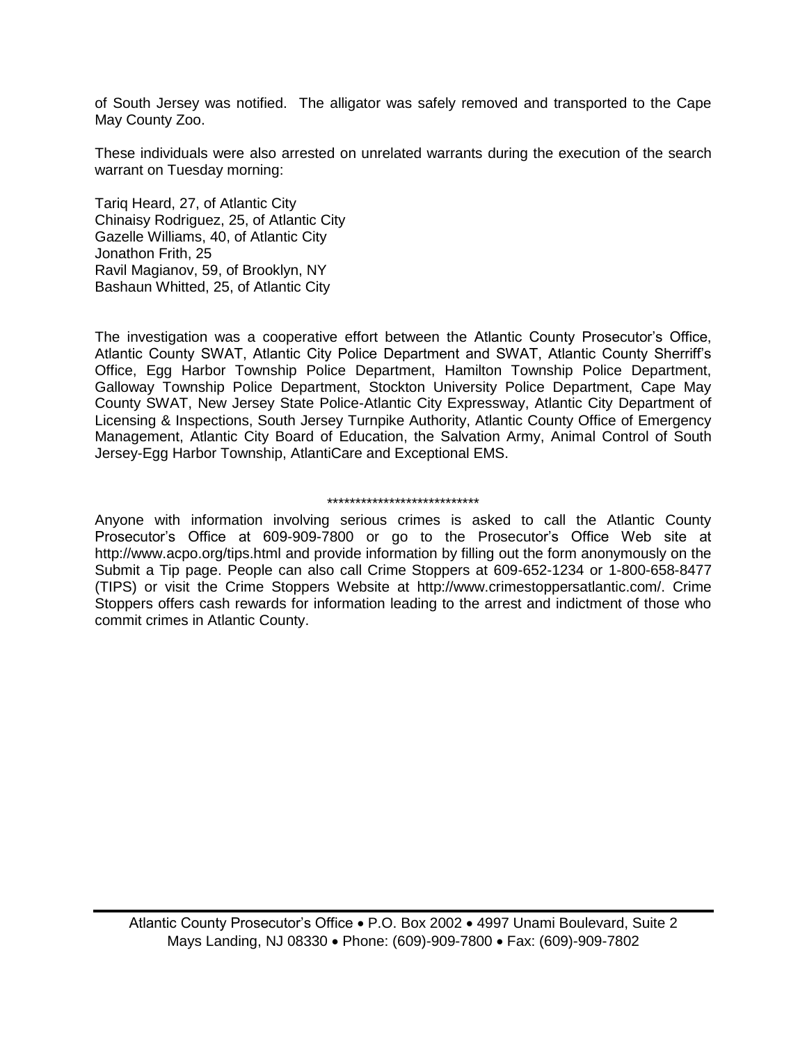of South Jersey was notified. The alligator was safely removed and transported to the Cape May County Zoo.

These individuals were also arrested on unrelated warrants during the execution of the search warrant on Tuesday morning:

Tariq Heard, 27, of Atlantic City
Chinaisy Rodriguez, 25, of Atlantic City
Gazelle Williams, 40, of Atlantic City
Jonathon Frith, 25
Ravil Magianov, 59, of Brooklyn, NY
Bashaun Whitted, 25, of Atlantic City

The investigation was a cooperative effort between the Atlantic County Prosecutor's Office, Atlantic County SWAT, Atlantic City Police Department and SWAT, Atlantic County Sherriff's Office, Egg Harbor Township Police Department, Hamilton Township Police Department, Galloway Township Police Department, Stockton University Police Department, Cape May County SWAT, New Jersey State Police-Atlantic City Expressway, Atlantic City Department of Licensing & Inspections, South Jersey Turnpike Authority, Atlantic County Office of Emergency Management, Atlantic City Board of Education, the Salvation Army, Animal Control of South Jersey-Egg Harbor Township, AtlantiCare and Exceptional EMS.

***************************

Anyone with information involving serious crimes is asked to call the Atlantic County Prosecutor's Office at 609-909-7800 or go to the Prosecutor's Office Web site at http://www.acpo.org/tips.html and provide information by filling out the form anonymously on the Submit a Tip page. People can also call Crime Stoppers at 609-652-1234 or 1-800-658-8477 (TIPS) or visit the Crime Stoppers Website at http://www.crimestoppersatlantic.com/. Crime Stoppers offers cash rewards for information leading to the arrest and indictment of those who commit crimes in Atlantic County.

Atlantic County Prosecutor's Office • P.O. Box 2002 • 4997 Unami Boulevard, Suite 2
Mays Landing, NJ 08330 • Phone: (609)-909-7800 • Fax: (609)-909-7802